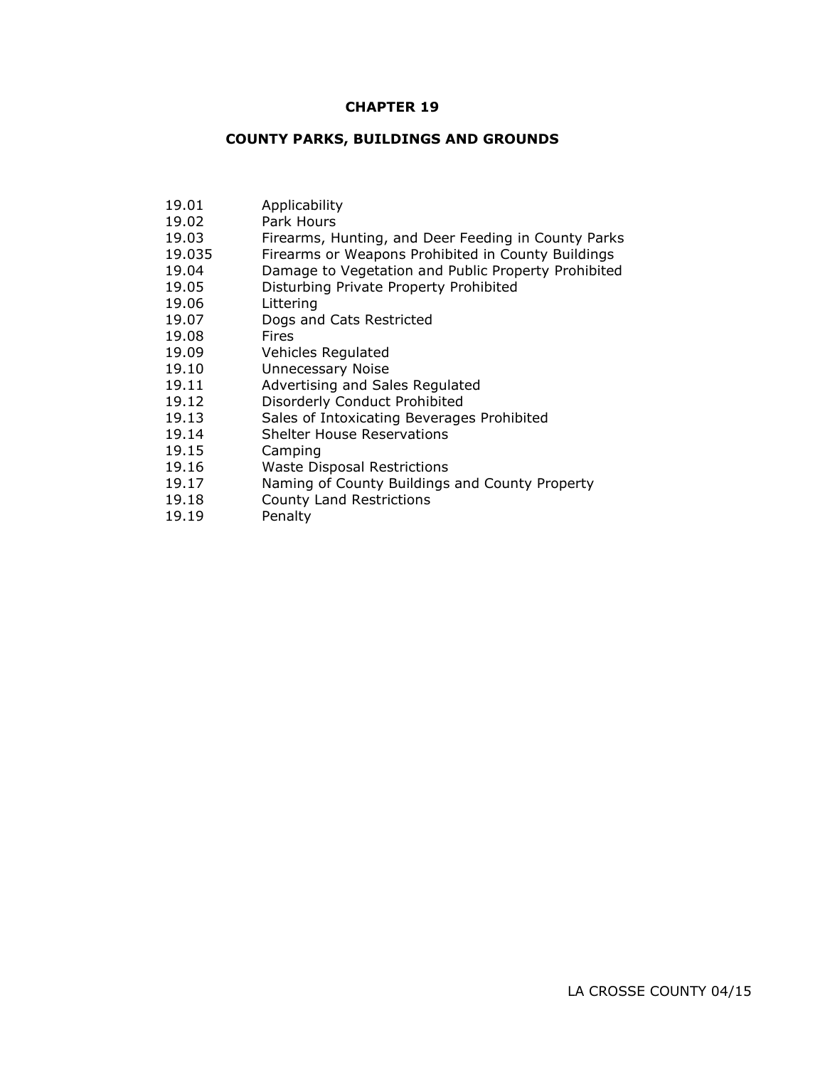# CHAPTER 19

## COUNTY PARKS, BUILDINGS AND GROUNDS

| | |
|---|---|
| 19.01 | Applicability |
| 19.02 | Park Hours |
| 19.03 | Firearms, Hunting, and Deer Feeding in County Parks |
| 19.035 | Firearms or Weapons Prohibited in County Buildings |
| 19.04 | Damage to Vegetation and Public Property Prohibited |
| 19.05 | Disturbing Private Property Prohibited |
| 19.06 | Littering |
| 19.07 | Dogs and Cats Restricted |
| 19.08 | Fires |
| 19.09 | Vehicles Regulated |
| 19.10 | Unnecessary Noise |
| 19.11 | Advertising and Sales Regulated |
| 19.12 | Disorderly Conduct Prohibited |
| 19.13 | Sales of Intoxicating Beverages Prohibited |
| 19.14 | Shelter House Reservations |
| 19.15 | Camping |
| 19.16 | Waste Disposal Restrictions |
| 19.17 | Naming of County Buildings and County Property |
| 19.18 | County Land Restrictions |
| 19.19 | Penalty |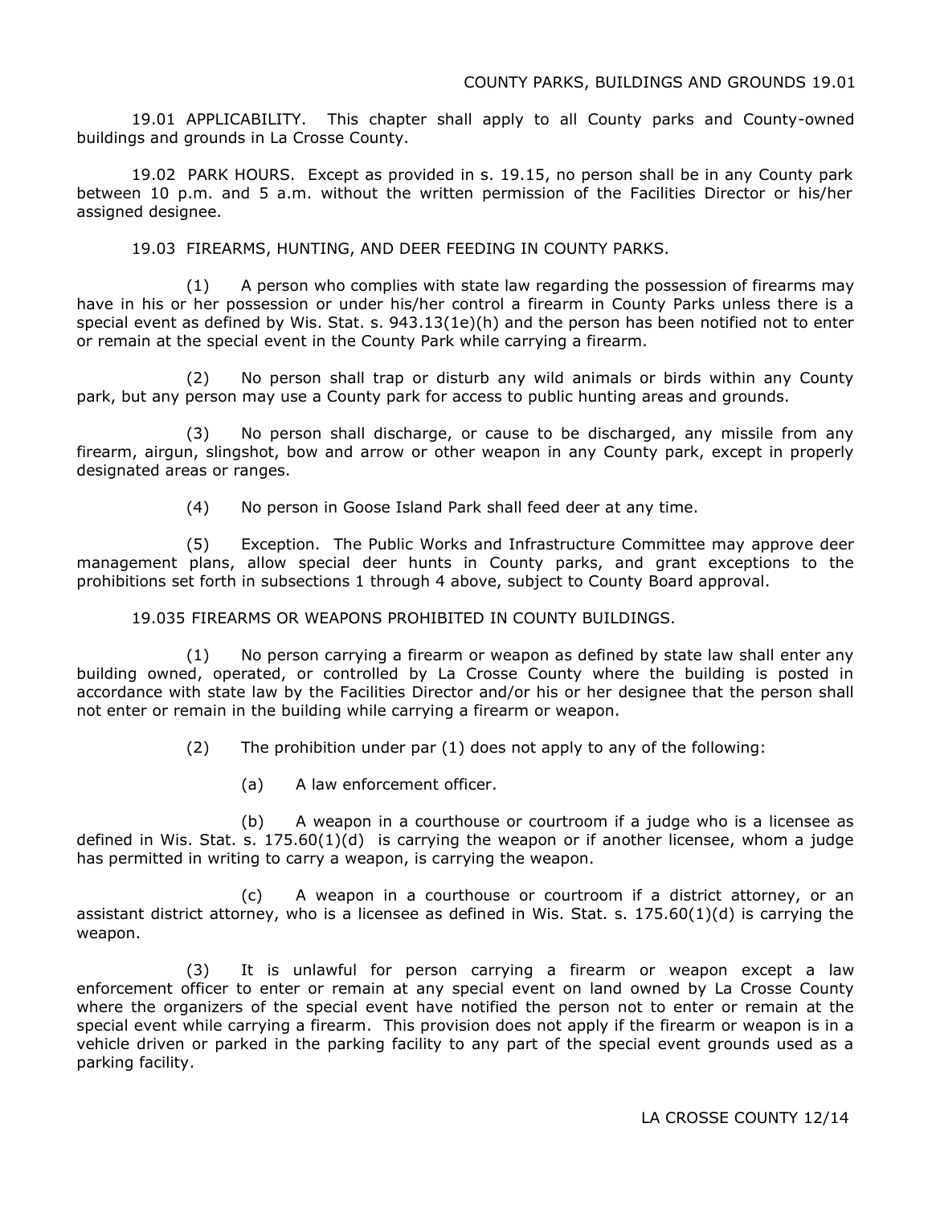19.01 APPLICABILITY. This chapter shall apply to all County parks and County-owned buildings and grounds in La Crosse County.

19.02 PARK HOURS. Except as provided in s. 19.15, no person shall be in any County park between 10 p.m. and 5 a.m. without the written permission of the Facilities Director or his/her assigned designee.

19.03 FIREARMS, HUNTING, AND DEER FEEDING IN COUNTY PARKS.

(1) A person who complies with state law regarding the possession of firearms may have in his or her possession or under his/her control a firearm in County Parks unless there is a special event as defined by Wis. Stat. s. 943.13(1e)(h) and the person has been notified not to enter or remain at the special event in the County Park while carrying a firearm.

(2) No person shall trap or disturb any wild animals or birds within any County park, but any person may use a County park for access to public hunting areas and grounds.

(3) No person shall discharge, or cause to be discharged, any missile from any firearm, airgun, slingshot, bow and arrow or other weapon in any County park, except in properly designated areas or ranges.

(4) No person in Goose Island Park shall feed deer at any time.

(5) Exception. The Public Works and Infrastructure Committee may approve deer management plans, allow special deer hunts in County parks, and grant exceptions to the prohibitions set forth in subsections 1 through 4 above, subject to County Board approval.

19.035 FIREARMS OR WEAPONS PROHIBITED IN COUNTY BUILDINGS.

(1) No person carrying a firearm or weapon as defined by state law shall enter any building owned, operated, or controlled by La Crosse County where the building is posted in accordance with state law by the Facilities Director and/or his or her designee that the person shall not enter or remain in the building while carrying a firearm or weapon.

(2) The prohibition under par (1) does not apply to any of the following:

(a) A law enforcement officer.

(b) A weapon in a courthouse or courtroom if a judge who is a licensee as defined in Wis. Stat. s. 175.60(1)(d) is carrying the weapon or if another licensee, whom a judge has permitted in writing to carry a weapon, is carrying the weapon.

(c) A weapon in a courthouse or courtroom if a district attorney, or an assistant district attorney, who is a licensee as defined in Wis. Stat. s. 175.60(1)(d) is carrying the weapon.

(3) It is unlawful for person carrying a firearm or weapon except a law enforcement officer to enter or remain at any special event on land owned by La Crosse County where the organizers of the special event have notified the person not to enter or remain at the special event while carrying a firearm. This provision does not apply if the firearm or weapon is in a vehicle driven or parked in the parking facility to any part of the special event grounds used as a parking facility.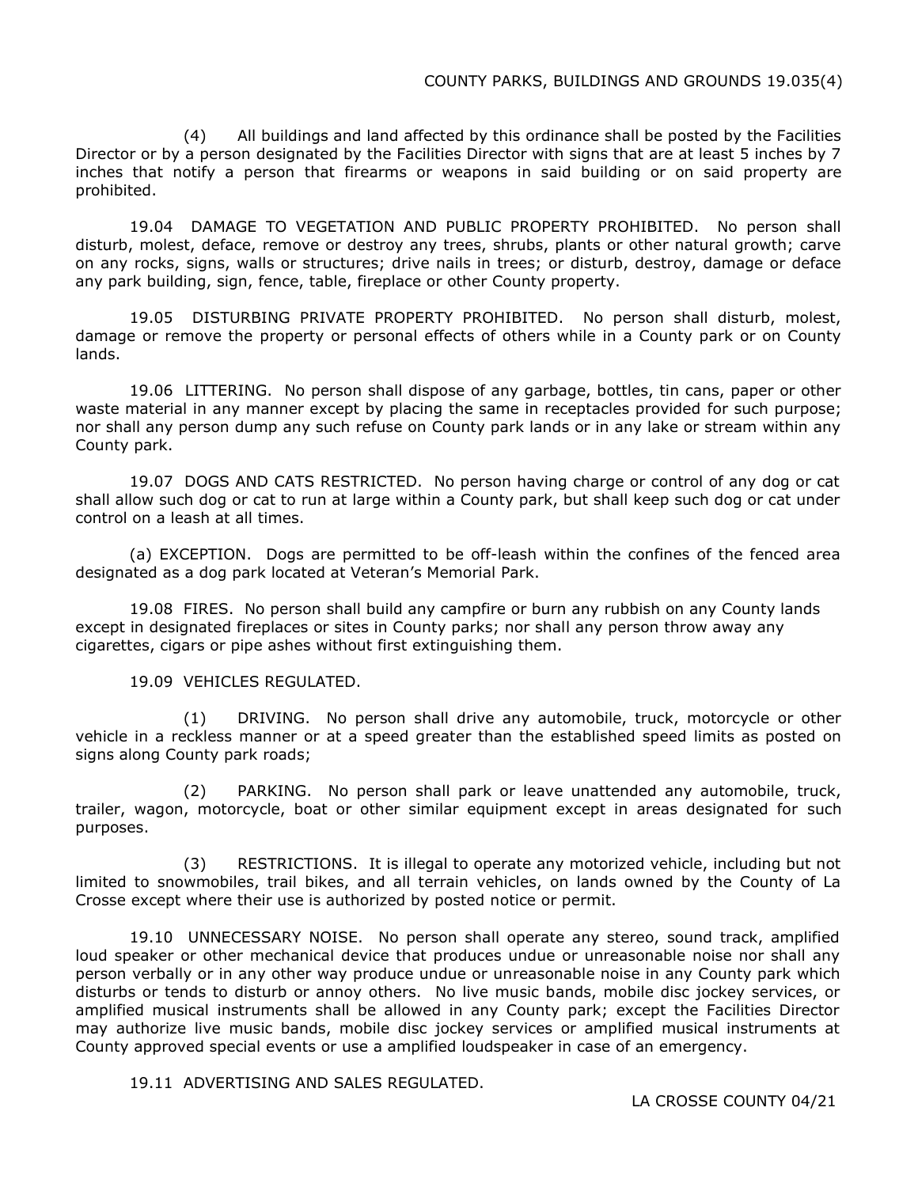(4) All buildings and land affected by this ordinance shall be posted by the Facilities Director or by a person designated by the Facilities Director with signs that are at least 5 inches by 7 inches that notify a person that firearms or weapons in said building or on said property are prohibited.

19.04 DAMAGE TO VEGETATION AND PUBLIC PROPERTY PROHIBITED. No person shall disturb, molest, deface, remove or destroy any trees, shrubs, plants or other natural growth; carve on any rocks, signs, walls or structures; drive nails in trees; or disturb, destroy, damage or deface any park building, sign, fence, table, fireplace or other County property.

19.05 DISTURBING PRIVATE PROPERTY PROHIBITED. No person shall disturb, molest, damage or remove the property or personal effects of others while in a County park or on County lands.

19.06 LITTERING. No person shall dispose of any garbage, bottles, tin cans, paper or other waste material in any manner except by placing the same in receptacles provided for such purpose; nor shall any person dump any such refuse on County park lands or in any lake or stream within any County park.

19.07 DOGS AND CATS RESTRICTED. No person having charge or control of any dog or cat shall allow such dog or cat to run at large within a County park, but shall keep such dog or cat under control on a leash at all times.

(a) EXCEPTION. Dogs are permitted to be off-leash within the confines of the fenced area designated as a dog park located at Veteran's Memorial Park.

19.08 FIRES. No person shall build any campfire or burn any rubbish on any County lands except in designated fireplaces or sites in County parks; nor shall any person throw away any cigarettes, cigars or pipe ashes without first extinguishing them.

19.09 VEHICLES REGULATED.

(1) DRIVING. No person shall drive any automobile, truck, motorcycle or other vehicle in a reckless manner or at a speed greater than the established speed limits as posted on signs along County park roads;

(2) PARKING. No person shall park or leave unattended any automobile, truck, trailer, wagon, motorcycle, boat or other similar equipment except in areas designated for such purposes.

(3) RESTRICTIONS. It is illegal to operate any motorized vehicle, including but not limited to snowmobiles, trail bikes, and all terrain vehicles, on lands owned by the County of La Crosse except where their use is authorized by posted notice or permit.

19.10 UNNECESSARY NOISE. No person shall operate any stereo, sound track, amplified loud speaker or other mechanical device that produces undue or unreasonable noise nor shall any person verbally or in any other way produce undue or unreasonable noise in any County park which disturbs or tends to disturb or annoy others. No live music bands, mobile disc jockey services, or amplified musical instruments shall be allowed in any County park; except the Facilities Director may authorize live music bands, mobile disc jockey services or amplified musical instruments at County approved special events or use a amplified loudspeaker in case of an emergency.

19.11 ADVERTISING AND SALES REGULATED.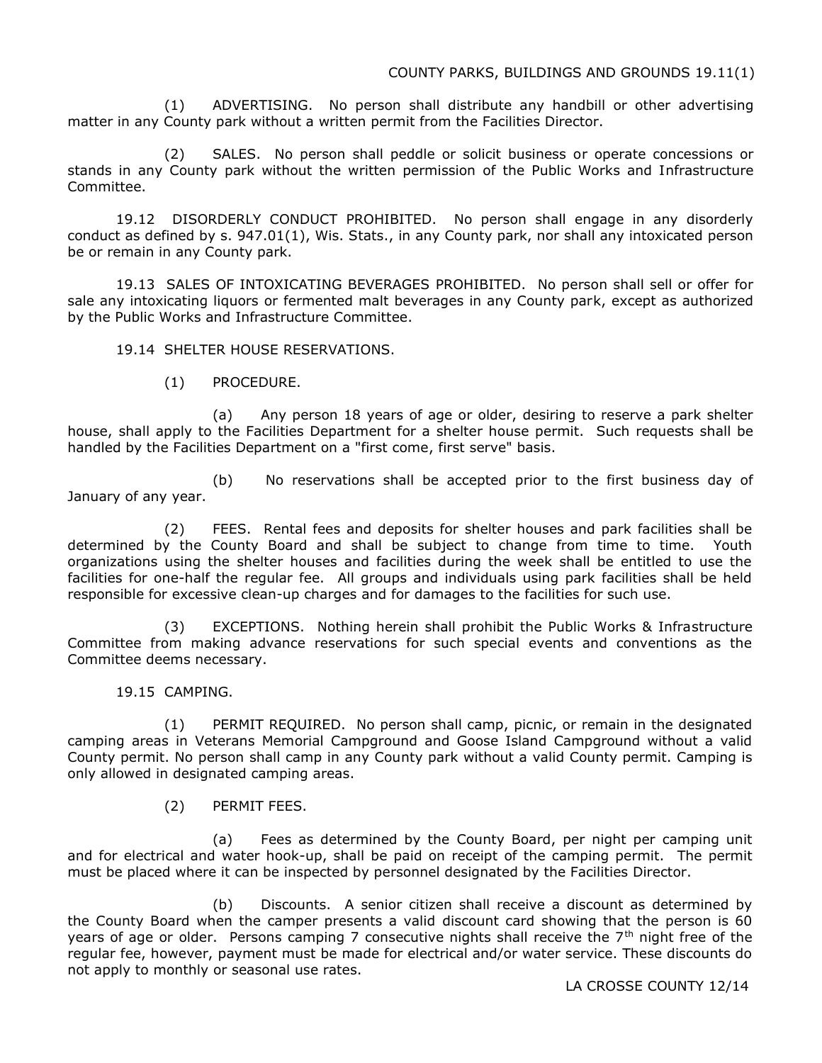(1) ADVERTISING. No person shall distribute any handbill or other advertising matter in any County park without a written permit from the Facilities Director.

(2) SALES. No person shall peddle or solicit business or operate concessions or stands in any County park without the written permission of the Public Works and Infrastructure Committee.

19.12 DISORDERLY CONDUCT PROHIBITED. No person shall engage in any disorderly conduct as defined by s. 947.01(1), Wis. Stats., in any County park, nor shall any intoxicated person be or remain in any County park.

19.13 SALES OF INTOXICATING BEVERAGES PROHIBITED. No person shall sell or offer for sale any intoxicating liquors or fermented malt beverages in any County park, except as authorized by the Public Works and Infrastructure Committee.

19.14 SHELTER HOUSE RESERVATIONS.

(1) PROCEDURE.

(a) Any person 18 years of age or older, desiring to reserve a park shelter house, shall apply to the Facilities Department for a shelter house permit. Such requests shall be handled by the Facilities Department on a "first come, first serve" basis.

(b) No reservations shall be accepted prior to the first business day of January of any year.

(2) FEES. Rental fees and deposits for shelter houses and park facilities shall be determined by the County Board and shall be subject to change from time to time. Youth organizations using the shelter houses and facilities during the week shall be entitled to use the facilities for one-half the regular fee. All groups and individuals using park facilities shall be held responsible for excessive clean-up charges and for damages to the facilities for such use.

(3) EXCEPTIONS. Nothing herein shall prohibit the Public Works & Infrastructure Committee from making advance reservations for such special events and conventions as the Committee deems necessary.

19.15 CAMPING.

(1) PERMIT REQUIRED. No person shall camp, picnic, or remain in the designated camping areas in Veterans Memorial Campground and Goose Island Campground without a valid County permit. No person shall camp in any County park without a valid County permit. Camping is only allowed in designated camping areas.

(2) PERMIT FEES.

(a) Fees as determined by the County Board, per night per camping unit and for electrical and water hook-up, shall be paid on receipt of the camping permit. The permit must be placed where it can be inspected by personnel designated by the Facilities Director.

(b) Discounts. A senior citizen shall receive a discount as determined by the County Board when the camper presents a valid discount card showing that the person is 60 years of age or older. Persons camping 7 consecutive nights shall receive the 7th night free of the regular fee, however, payment must be made for electrical and/or water service. These discounts do not apply to monthly or seasonal use rates.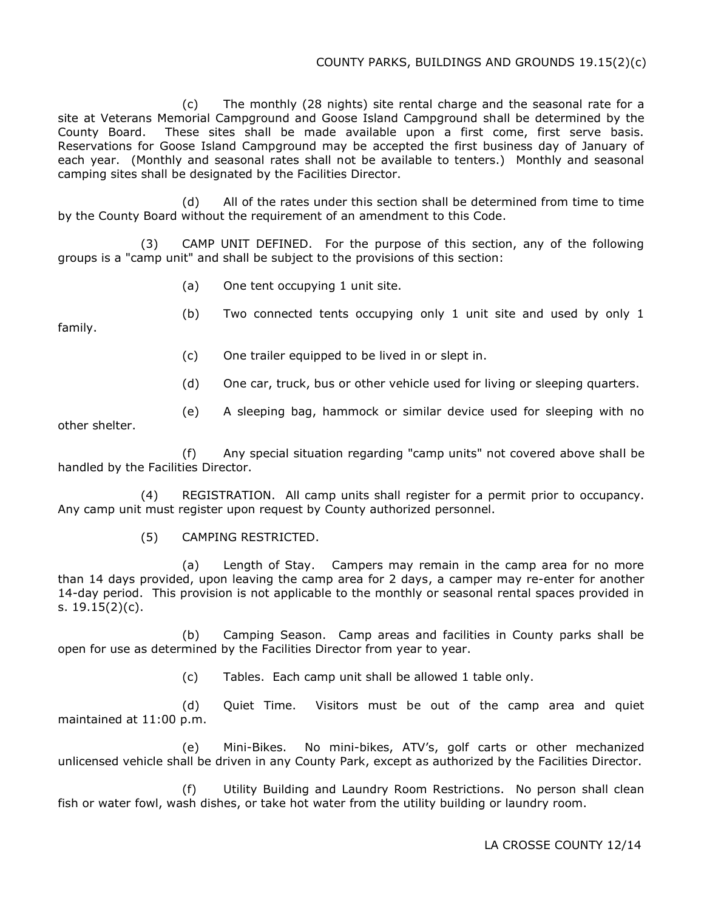(c) The monthly (28 nights) site rental charge and the seasonal rate for a site at Veterans Memorial Campground and Goose Island Campground shall be determined by the County Board. These sites shall be made available upon a first come, first serve basis. Reservations for Goose Island Campground may be accepted the first business day of January of each year. (Monthly and seasonal rates shall not be available to tenters.) Monthly and seasonal camping sites shall be designated by the Facilities Director.

(d) All of the rates under this section shall be determined from time to time by the County Board without the requirement of an amendment to this Code.

(3) CAMP UNIT DEFINED. For the purpose of this section, any of the following groups is a "camp unit" and shall be subject to the provisions of this section:

(a) One tent occupying 1 unit site.

(b) Two connected tents occupying only 1 unit site and used by only 1 family.

(c) One trailer equipped to be lived in or slept in.

(d) One car, truck, bus or other vehicle used for living or sleeping quarters.

(e) A sleeping bag, hammock or similar device used for sleeping with no other shelter.

(f) Any special situation regarding "camp units" not covered above shall be handled by the Facilities Director.

(4) REGISTRATION. All camp units shall register for a permit prior to occupancy. Any camp unit must register upon request by County authorized personnel.

(5) CAMPING RESTRICTED.

(a) Length of Stay. Campers may remain in the camp area for no more than 14 days provided, upon leaving the camp area for 2 days, a camper may re-enter for another 14-day period. This provision is not applicable to the monthly or seasonal rental spaces provided in s. 19.15(2)(c).

(b) Camping Season. Camp areas and facilities in County parks shall be open for use as determined by the Facilities Director from year to year.

(c) Tables. Each camp unit shall be allowed 1 table only.

(d) Quiet Time. Visitors must be out of the camp area and quiet maintained at 11:00 p.m.

(e) Mini-Bikes. No mini-bikes, ATV's, golf carts or other mechanized unlicensed vehicle shall be driven in any County Park, except as authorized by the Facilities Director.

(f) Utility Building and Laundry Room Restrictions. No person shall clean fish or water fowl, wash dishes, or take hot water from the utility building or laundry room.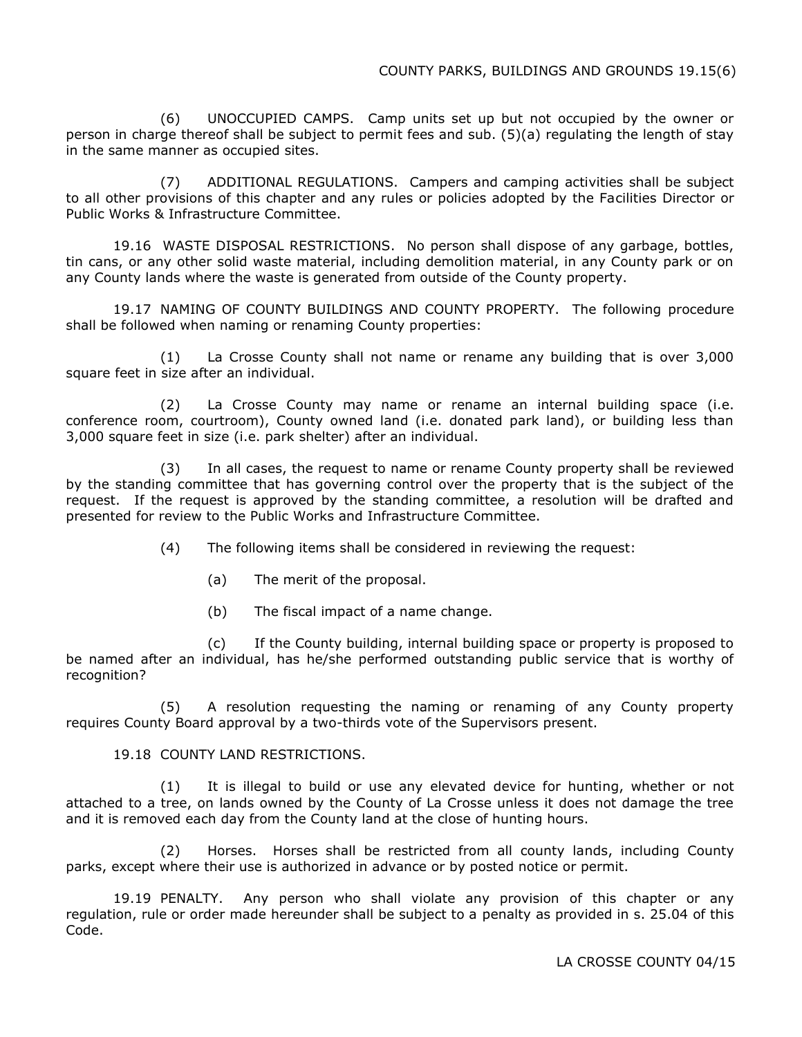(6) UNOCCUPIED CAMPS. Camp units set up but not occupied by the owner or person in charge thereof shall be subject to permit fees and sub. (5)(a) regulating the length of stay in the same manner as occupied sites.

(7) ADDITIONAL REGULATIONS. Campers and camping activities shall be subject to all other provisions of this chapter and any rules or policies adopted by the Facilities Director or Public Works & Infrastructure Committee.

19.16 WASTE DISPOSAL RESTRICTIONS. No person shall dispose of any garbage, bottles, tin cans, or any other solid waste material, including demolition material, in any County park or on any County lands where the waste is generated from outside of the County property.

19.17 NAMING OF COUNTY BUILDINGS AND COUNTY PROPERTY. The following procedure shall be followed when naming or renaming County properties:

(1) La Crosse County shall not name or rename any building that is over 3,000 square feet in size after an individual.

(2) La Crosse County may name or rename an internal building space (i.e. conference room, courtroom), County owned land (i.e. donated park land), or building less than 3,000 square feet in size (i.e. park shelter) after an individual.

(3) In all cases, the request to name or rename County property shall be reviewed by the standing committee that has governing control over the property that is the subject of the request. If the request is approved by the standing committee, a resolution will be drafted and presented for review to the Public Works and Infrastructure Committee.

(4) The following items shall be considered in reviewing the request:

(a) The merit of the proposal.

(b) The fiscal impact of a name change.

(c) If the County building, internal building space or property is proposed to be named after an individual, has he/she performed outstanding public service that is worthy of recognition?

(5) A resolution requesting the naming or renaming of any County property requires County Board approval by a two-thirds vote of the Supervisors present.

19.18 COUNTY LAND RESTRICTIONS.

(1) It is illegal to build or use any elevated device for hunting, whether or not attached to a tree, on lands owned by the County of La Crosse unless it does not damage the tree and it is removed each day from the County land at the close of hunting hours.

(2) Horses. Horses shall be restricted from all county lands, including County parks, except where their use is authorized in advance or by posted notice or permit.

19.19 PENALTY. Any person who shall violate any provision of this chapter or any regulation, rule or order made hereunder shall be subject to a penalty as provided in s. 25.04 of this Code.